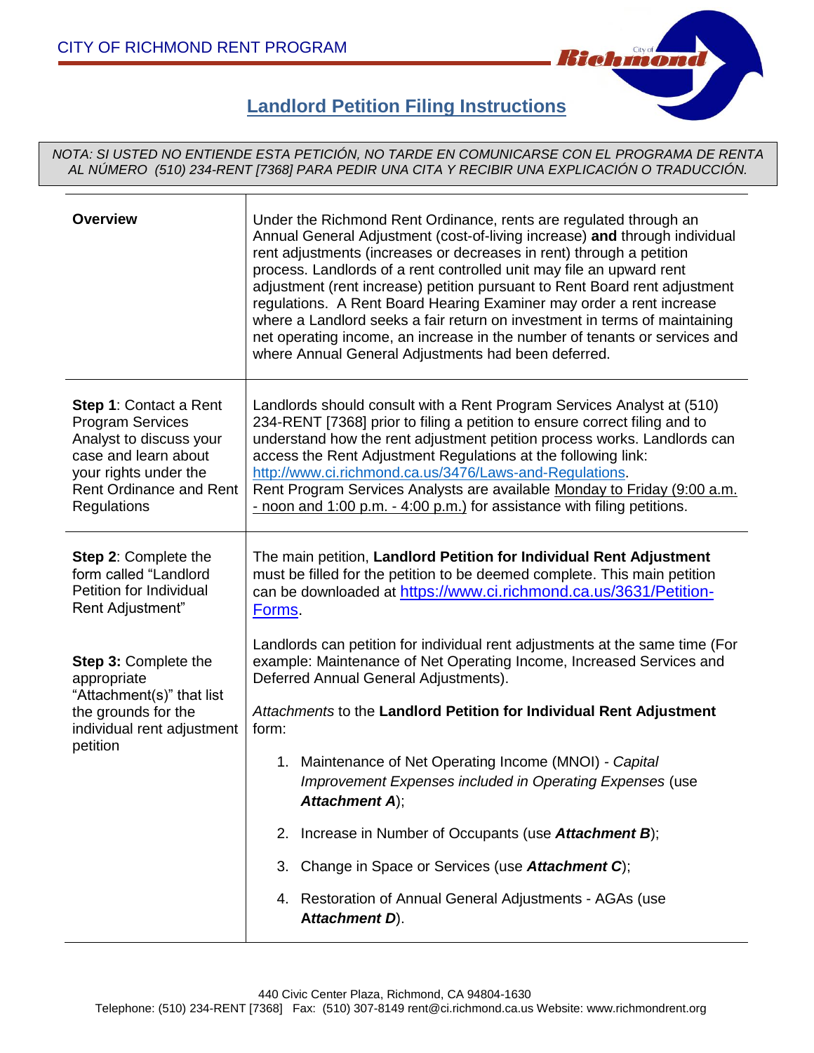CITY OF RICHMOND RENT PROGRAM

# Landlord Petition Filing Instructions

*NOTA: SI USTED NO ENTIENDE ESTA PETICIÓN, NO TARDE EN COMUNICARSE CON EL PROGRAMA DE RENTA AL NÚMERO (510) 234-RENT [7368] PARA PEDIR UNA CITA Y RECIBIR UNA EXPLICACIÓN O TRADUCCIÓN.*

| | |
|---|---|
| **Overview** | Under the Richmond Rent Ordinance, rents are regulated through an Annual General Adjustment (cost-of-living increase) **and** through individual rent adjustments (increases or decreases in rent) through a petition process. Landlords of a rent controlled unit may file an upward rent adjustment (rent increase) petition pursuant to Rent Board rent adjustment regulations. A Rent Board Hearing Examiner may order a rent increase where a Landlord seeks a fair return on investment in terms of maintaining net operating income, an increase in the number of tenants or services and where Annual General Adjustments had been deferred. |
| **Step 1**: Contact a Rent Program Services Analyst to discuss your case and learn about your rights under the Rent Ordinance and Rent Regulations | Landlords should consult with a Rent Program Services Analyst at (510) 234-RENT [7368] prior to filing a petition to ensure correct filing and to understand how the rent adjustment petition process works. Landlords can access the Rent Adjustment Regulations at the following link: http://www.ci.richmond.ca.us/3476/Laws-and-Regulations. Rent Program Services Analysts are available Monday to Friday (9:00 a.m. - noon and 1:00 p.m. - 4:00 p.m.) for assistance with filing petitions. |
| **Step 2**: Complete the form called "Landlord Petition for Individual Rent Adjustment"<br><br>**Step 3:** Complete the appropriate "Attachment(s)" that list the grounds for the individual rent adjustment petition | The main petition, **Landlord Petition for Individual Rent Adjustment** must be filled for the petition to be deemed complete. This main petition can be downloaded at https://www.ci.richmond.ca.us/3631/Petition-Forms.<br><br>Landlords can petition for individual rent adjustments at the same time (For example: Maintenance of Net Operating Income, Increased Services and Deferred Annual General Adjustments).<br><br>*Attachments* to the **Landlord Petition for Individual Rent Adjustment** form:<br><br>1. Maintenance of Net Operating Income (MNOI) - *Capital Improvement Expenses included in Operating Expenses* (use ***Attachment A***);<br>2. Increase in Number of Occupants (use ***Attachment B***);<br>3. Change in Space or Services (use ***Attachment C***);<br>4. Restoration of Annual General Adjustments - AGAs (use ***Attachment D***). |

440 Civic Center Plaza, Richmond, CA 94804-1630
Telephone: (510) 234-RENT [7368] Fax: (510) 307-8149 rent@ci.richmond.ca.us Website: www.richmondrent.org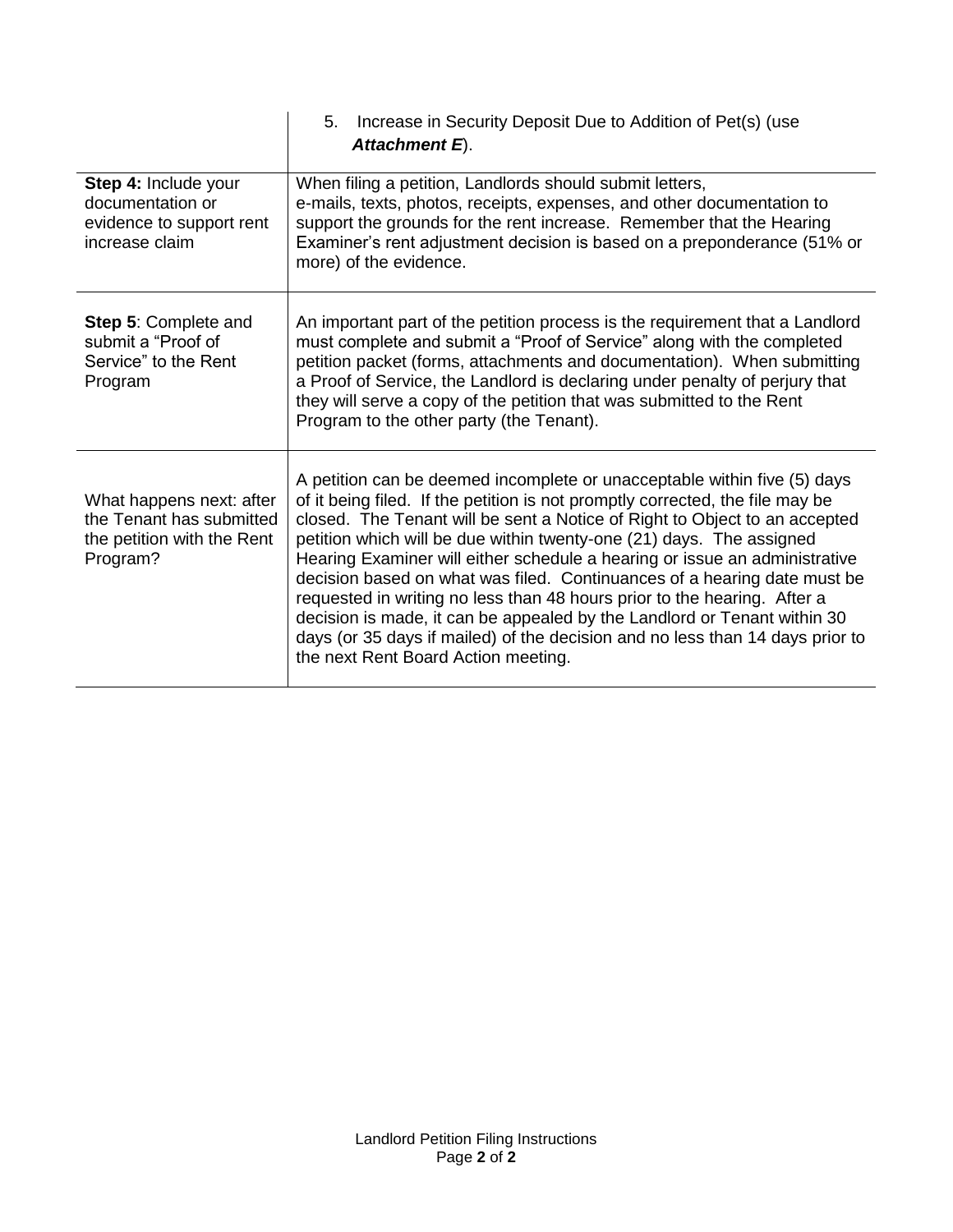| | |
|---|---|
| | 5. Increase in Security Deposit Due to Addition of Pet(s) (use ***Attachment E***). |
| **Step 4:** Include your documentation or evidence to support rent increase claim | When filing a petition, Landlords should submit letters, e-mails, texts, photos, receipts, expenses, and other documentation to support the grounds for the rent increase. Remember that the Hearing Examiner's rent adjustment decision is based on a preponderance (51% or more) of the evidence. |
| **Step 5**: Complete and submit a "Proof of Service" to the Rent Program | An important part of the petition process is the requirement that a Landlord must complete and submit a "Proof of Service" along with the completed petition packet (forms, attachments and documentation). When submitting a Proof of Service, the Landlord is declaring under penalty of perjury that they will serve a copy of the petition that was submitted to the Rent Program to the other party (the Tenant). |
| What happens next: after the Tenant has submitted the petition with the Rent Program? | A petition can be deemed incomplete or unacceptable within five (5) days of it being filed. If the petition is not promptly corrected, the file may be closed. The Tenant will be sent a Notice of Right to Object to an accepted petition which will be due within twenty-one (21) days. The assigned Hearing Examiner will either schedule a hearing or issue an administrative decision based on what was filed. Continuances of a hearing date must be requested in writing no less than 48 hours prior to the hearing. After a decision is made, it can be appealed by the Landlord or Tenant within 30 days (or 35 days if mailed) of the decision and no less than 14 days prior to the next Rent Board Action meeting. |

Landlord Petition Filing Instructions